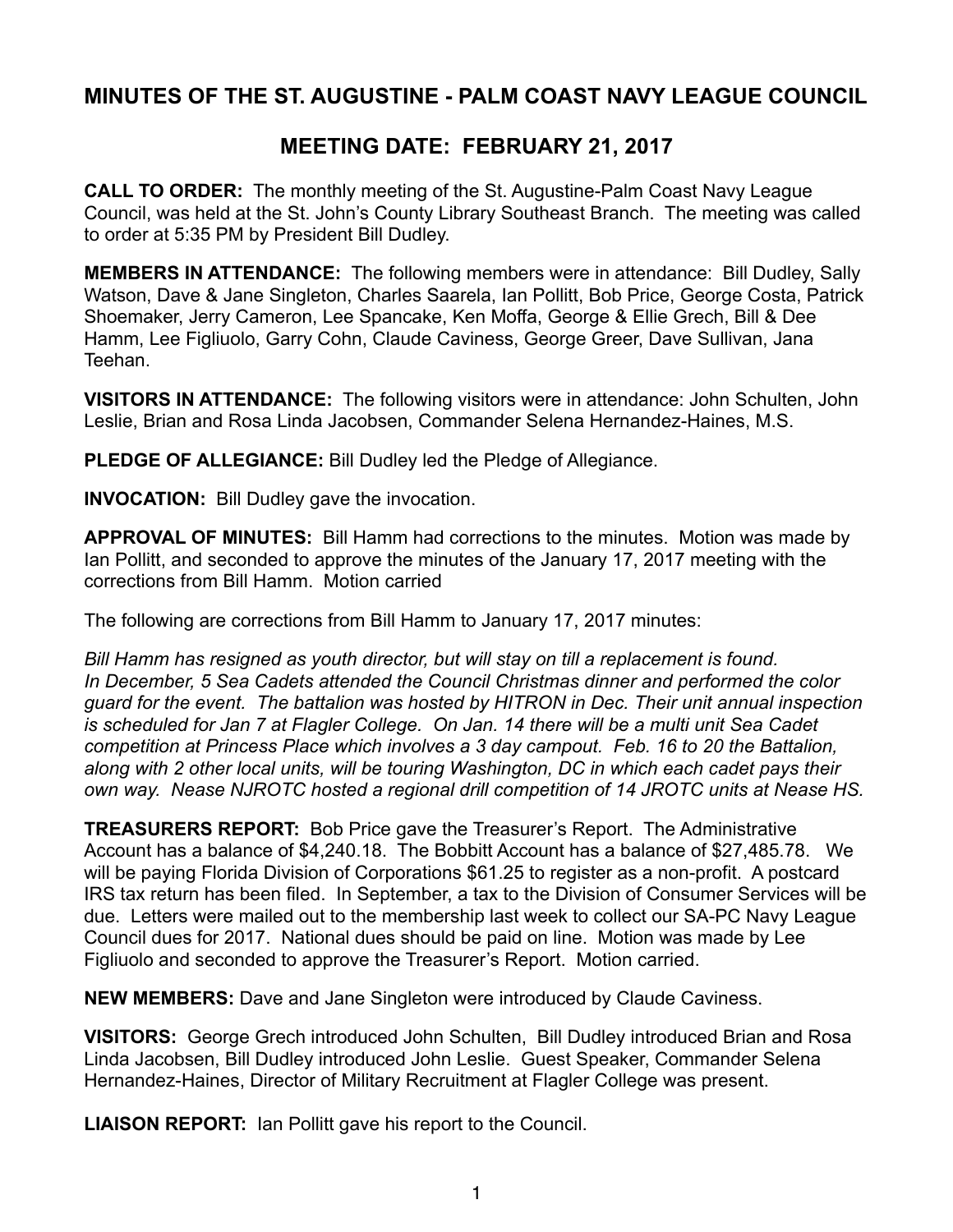# MINUTES OF THE ST. AUGUSTINE - PALM COAST NAVY LEAGUE COUNCIL

## MEETING DATE: FEBRUARY 21, 2017

**CALL TO ORDER:** The monthly meeting of the St. Augustine-Palm Coast Navy League Council, was held at the St. John's County Library Southeast Branch. The meeting was called to order at 5:35 PM by President Bill Dudley.

**MEMBERS IN ATTENDANCE:** The following members were in attendance: Bill Dudley, Sally Watson, Dave & Jane Singleton, Charles Saarela, Ian Pollitt, Bob Price, George Costa, Patrick Shoemaker, Jerry Cameron, Lee Spancake, Ken Moffa, George & Ellie Grech, Bill & Dee Hamm, Lee Figliuolo, Garry Cohn, Claude Caviness, George Greer, Dave Sullivan, Jana Teehan.

**VISITORS IN ATTENDANCE:** The following visitors were in attendance: John Schulten, John Leslie, Brian and Rosa Linda Jacobsen, Commander Selena Hernandez-Haines, M.S.

**PLEDGE OF ALLEGIANCE:** Bill Dudley led the Pledge of Allegiance.

**INVOCATION:** Bill Dudley gave the invocation.

**APPROVAL OF MINUTES:** Bill Hamm had corrections to the minutes. Motion was made by Ian Pollitt, and seconded to approve the minutes of the January 17, 2017 meeting with the corrections from Bill Hamm. Motion carried

The following are corrections from Bill Hamm to January 17, 2017 minutes:

*Bill Hamm has resigned as youth director, but will stay on till a replacement is found. In December, 5 Sea Cadets attended the Council Christmas dinner and performed the color guard for the event. The battalion was hosted by HITRON in Dec. Their unit annual inspection is scheduled for Jan 7 at Flagler College. On Jan. 14 there will be a multi unit Sea Cadet competition at Princess Place which involves a 3 day campout. Feb. 16 to 20 the Battalion, along with 2 other local units, will be touring Washington, DC in which each cadet pays their own way. Nease NJROTC hosted a regional drill competition of 14 JROTC units at Nease HS.*

**TREASURERS REPORT:** Bob Price gave the Treasurer's Report. The Administrative Account has a balance of $4,240.18. The Bobbitt Account has a balance of $27,485.78. We will be paying Florida Division of Corporations $61.25 to register as a non-profit. A postcard IRS tax return has been filed. In September, a tax to the Division of Consumer Services will be due. Letters were mailed out to the membership last week to collect our SA-PC Navy League Council dues for 2017. National dues should be paid on line. Motion was made by Lee Figliuolo and seconded to approve the Treasurer's Report. Motion carried.

**NEW MEMBERS:** Dave and Jane Singleton were introduced by Claude Caviness.

**VISITORS:** George Grech introduced John Schulten, Bill Dudley introduced Brian and Rosa Linda Jacobsen, Bill Dudley introduced John Leslie. Guest Speaker, Commander Selena Hernandez-Haines, Director of Military Recruitment at Flagler College was present.

**LIAISON REPORT:** Ian Pollitt gave his report to the Council.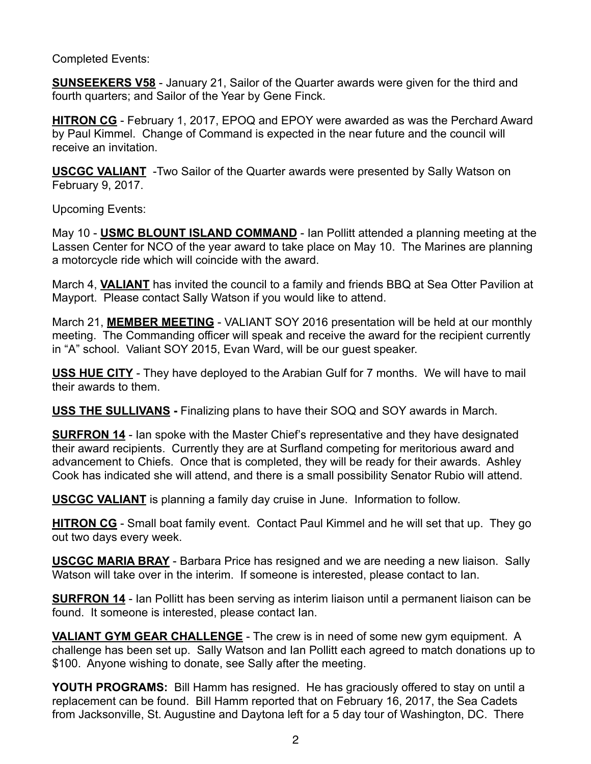Completed Events:

**SUNSEEKERS V58** - January 21, Sailor of the Quarter awards were given for the third and fourth quarters; and Sailor of the Year by Gene Finck.

**HITRON CG** - February 1, 2017, EPOQ and EPOY were awarded as was the Perchard Award by Paul Kimmel. Change of Command is expected in the near future and the council will receive an invitation.

**USCGC VALIANT** -Two Sailor of the Quarter awards were presented by Sally Watson on February 9, 2017.

Upcoming Events:

May 10 - **USMC BLOUNT ISLAND COMMAND** - Ian Pollitt attended a planning meeting at the Lassen Center for NCO of the year award to take place on May 10. The Marines are planning a motorcycle ride which will coincide with the award.

March 4, **VALIANT** has invited the council to a family and friends BBQ at Sea Otter Pavilion at Mayport. Please contact Sally Watson if you would like to attend.

March 21, **MEMBER MEETING** - VALIANT SOY 2016 presentation will be held at our monthly meeting. The Commanding officer will speak and receive the award for the recipient currently in "A" school. Valiant SOY 2015, Evan Ward, will be our guest speaker.

**USS HUE CITY** - They have deployed to the Arabian Gulf for 7 months. We will have to mail their awards to them.

**USS THE SULLIVANS -** Finalizing plans to have their SOQ and SOY awards in March.

**SURFRON 14** - Ian spoke with the Master Chief's representative and they have designated their award recipients. Currently they are at Surfland competing for meritorious award and advancement to Chiefs. Once that is completed, they will be ready for their awards. Ashley Cook has indicated she will attend, and there is a small possibility Senator Rubio will attend.

**USCGC VALIANT** is planning a family day cruise in June. Information to follow.

**HITRON CG** - Small boat family event. Contact Paul Kimmel and he will set that up. They go out two days every week.

**USCGC MARIA BRAY** - Barbara Price has resigned and we are needing a new liaison. Sally Watson will take over in the interim. If someone is interested, please contact to Ian.

**SURFRON 14** - Ian Pollitt has been serving as interim liaison until a permanent liaison can be found. It someone is interested, please contact Ian.

**VALIANT GYM GEAR CHALLENGE** - The crew is in need of some new gym equipment. A challenge has been set up. Sally Watson and Ian Pollitt each agreed to match donations up to $100. Anyone wishing to donate, see Sally after the meeting.

**YOUTH PROGRAMS:** Bill Hamm has resigned. He has graciously offered to stay on until a replacement can be found. Bill Hamm reported that on February 16, 2017, the Sea Cadets from Jacksonville, St. Augustine and Daytona left for a 5 day tour of Washington, DC. There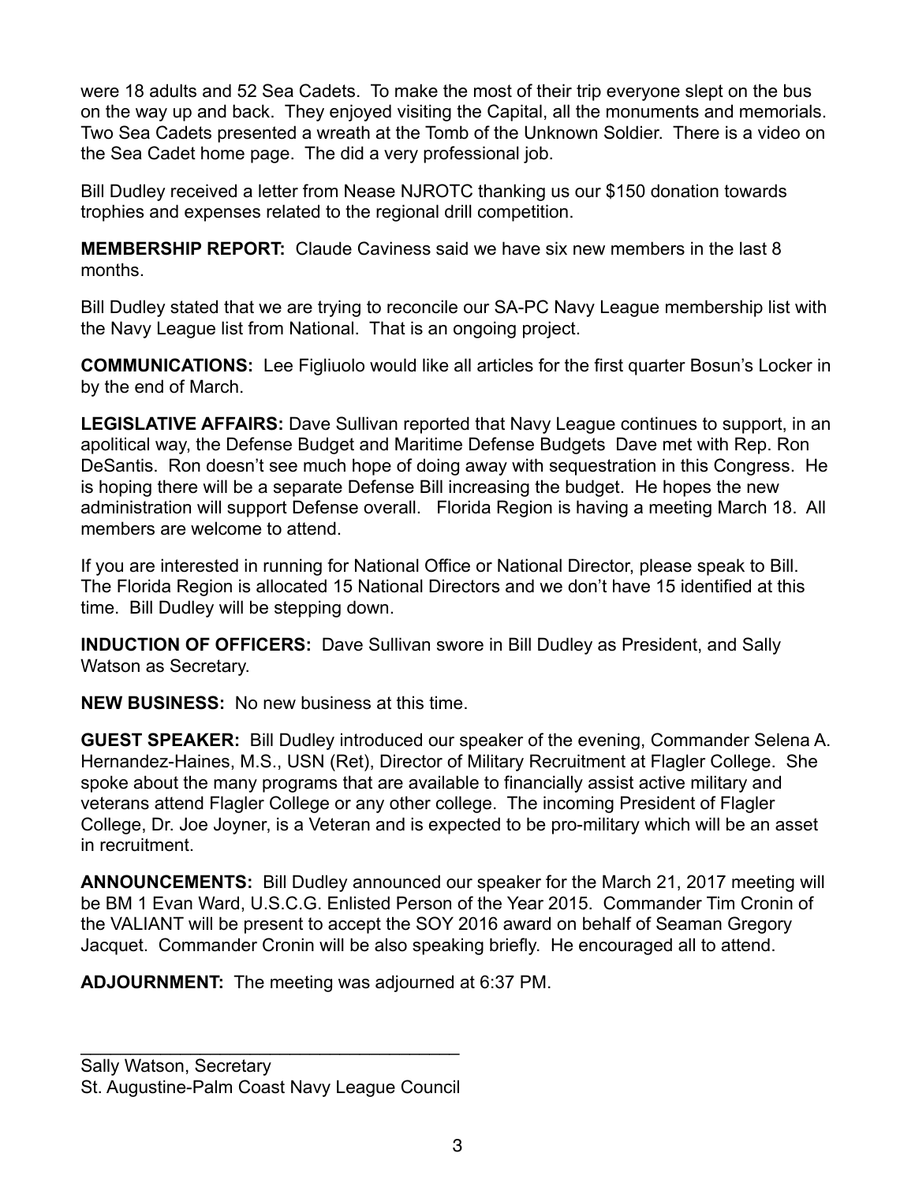were 18 adults and 52 Sea Cadets. To make the most of their trip everyone slept on the bus on the way up and back. They enjoyed visiting the Capital, all the monuments and memorials. Two Sea Cadets presented a wreath at the Tomb of the Unknown Soldier. There is a video on the Sea Cadet home page. The did a very professional job.

Bill Dudley received a letter from Nease NJROTC thanking us our $150 donation towards trophies and expenses related to the regional drill competition.

**MEMBERSHIP REPORT:** Claude Caviness said we have six new members in the last 8 months.

Bill Dudley stated that we are trying to reconcile our SA-PC Navy League membership list with the Navy League list from National. That is an ongoing project.

**COMMUNICATIONS:** Lee Figliuolo would like all articles for the first quarter Bosun's Locker in by the end of March.

**LEGISLATIVE AFFAIRS:** Dave Sullivan reported that Navy League continues to support, in an apolitical way, the Defense Budget and Maritime Defense Budgets Dave met with Rep. Ron DeSantis. Ron doesn't see much hope of doing away with sequestration in this Congress. He is hoping there will be a separate Defense Bill increasing the budget. He hopes the new administration will support Defense overall. Florida Region is having a meeting March 18. All members are welcome to attend.

If you are interested in running for National Office or National Director, please speak to Bill. The Florida Region is allocated 15 National Directors and we don't have 15 identified at this time. Bill Dudley will be stepping down.

**INDUCTION OF OFFICERS:** Dave Sullivan swore in Bill Dudley as President, and Sally Watson as Secretary.

**NEW BUSINESS:** No new business at this time.

**GUEST SPEAKER:** Bill Dudley introduced our speaker of the evening, Commander Selena A. Hernandez-Haines, M.S., USN (Ret), Director of Military Recruitment at Flagler College. She spoke about the many programs that are available to financially assist active military and veterans attend Flagler College or any other college. The incoming President of Flagler College, Dr. Joe Joyner, is a Veteran and is expected to be pro-military which will be an asset in recruitment.

**ANNOUNCEMENTS:** Bill Dudley announced our speaker for the March 21, 2017 meeting will be BM 1 Evan Ward, U.S.C.G. Enlisted Person of the Year 2015. Commander Tim Cronin of the VALIANT will be present to accept the SOY 2016 award on behalf of Seaman Gregory Jacquet. Commander Cronin will be also speaking briefly. He encouraged all to attend.

**ADJOURNMENT:** The meeting was adjourned at 6:37 PM.

\_\_\_\_\_\_\_\_\_\_\_\_\_\_\_\_\_\_\_\_\_\_\_\_\_\_\_\_\_\_\_\_\_\_\_\_\_\_\_

Sally Watson, Secretary
St. Augustine-Palm Coast Navy League Council